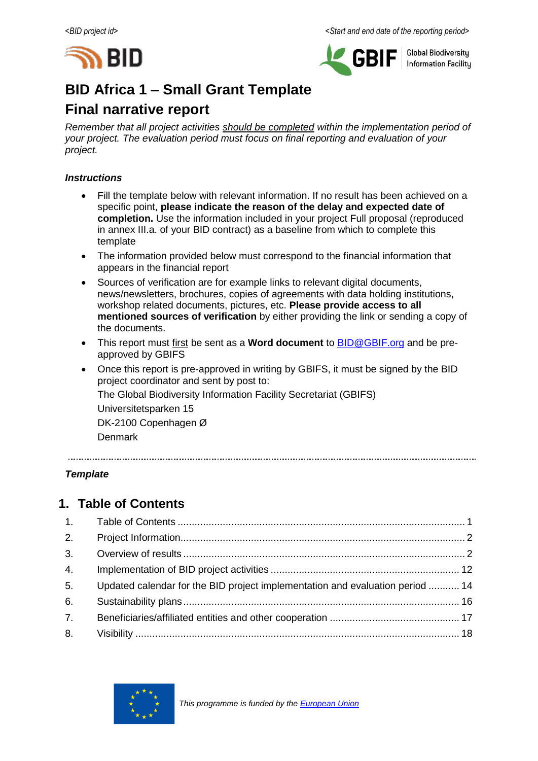*<BID project id>* *<Start and end date of the reporting period>*

# BID Africa 1 – Small Grant Template

# Final narrative report

*Remember that all project activities should be completed within the implementation period of your project. The evaluation period must focus on final reporting and evaluation of your project.*

### *Instructions*

- Fill the template below with relevant information. If no result has been achieved on a specific point, **please indicate the reason of the delay and expected date of completion.** Use the information included in your project Full proposal (reproduced in annex III.a. of your BID contract) as a baseline from which to complete this template
- The information provided below must correspond to the financial information that appears in the financial report
- Sources of verification are for example links to relevant digital documents, news/newsletters, brochures, copies of agreements with data holding institutions, workshop related documents, pictures, etc. **Please provide access to all mentioned sources of verification** by either providing the link or sending a copy of the documents.
- This report must first be sent as a **Word document** to BID@GBIF.org and be pre-approved by GBIFS
- Once this report is pre-approved in writing by GBIFS, it must be signed by the BID project coordinator and sent by post to:

  The Global Biodiversity Information Facility Secretariat (GBIFS)

  Universitetsparken 15

  DK-2100 Copenhagen Ø

  Denmark

---

### *Template*

## 1. Table of Contents

| | | |
|---|---|---|
| 1. | Table of Contents | 1 |
| 2. | Project Information | 2 |
| 3. | Overview of results | 2 |
| 4. | Implementation of BID project activities | 12 |
| 5. | Updated calendar for the BID project implementation and evaluation period | 14 |
| 6. | Sustainability plans | 16 |
| 7. | Beneficiaries/affiliated entities and other cooperation | 17 |
| 8. | Visibility | 18 |

*This programme is funded by the European Union*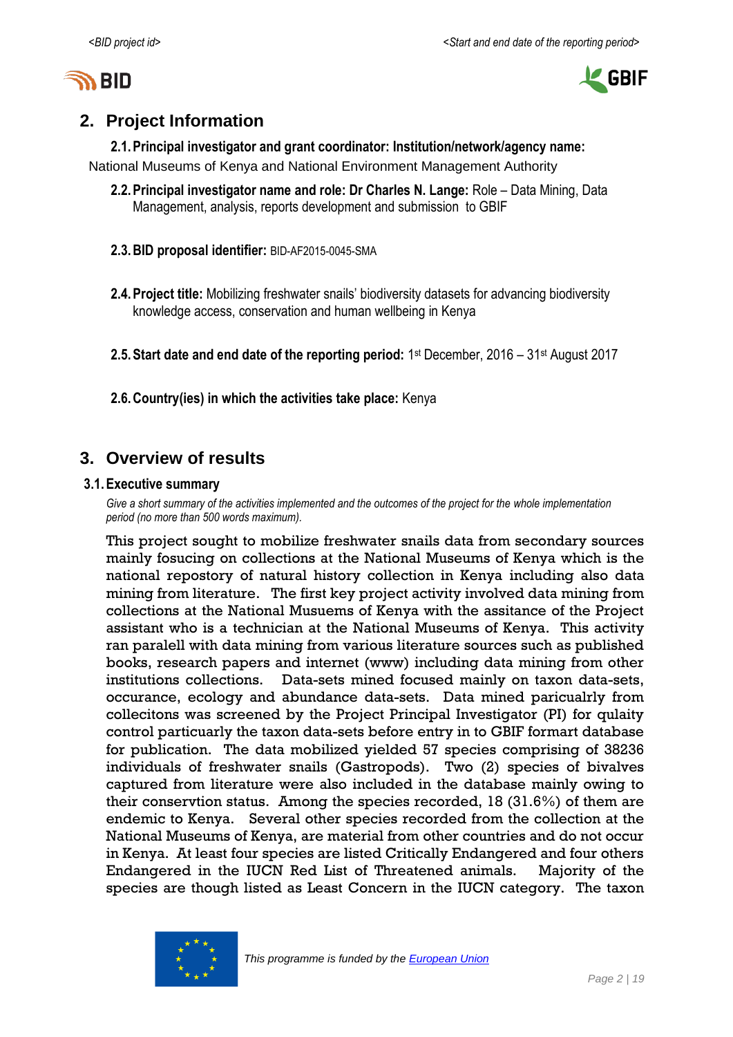## 2. Project Information

### 2.1. Principal investigator and grant coordinator: Institution/network/agency name:

National Museums of Kenya and National Environment Management Authority

### 2.2. Principal investigator name and role: Dr Charles N. Lange:

Role – Data Mining, Data Management, analysis, reports development and submission to GBIF

### 2.3. BID proposal identifier:

BID-AF2015-0045-SMA

### 2.4. Project title:

Mobilizing freshwater snails' biodiversity datasets for advancing biodiversity knowledge access, conservation and human wellbeing in Kenya

### 2.5. Start date and end date of the reporting period:

1st December, 2016 – 31st August 2017

### 2.6. Country(ies) in which the activities take place:

Kenya

## 3. Overview of results

### 3.1. Executive summary

*Give a short summary of the activities implemented and the outcomes of the project for the whole implementation period (no more than 500 words maximum).*

This project sought to mobilize freshwater snails data from secondary sources mainly fosucing on collections at the National Museums of Kenya which is the national repostory of natural history collection in Kenya including also data mining from literature. The first key project activity involved data mining from collections at the National Musuems of Kenya with the assitance of the Project assistant who is a technician at the National Museums of Kenya. This activity ran paralell with data mining from various literature sources such as published books, research papers and internet (www) including data mining from other institutions collections. Data-sets mined focused mainly on taxon data-sets, occurance, ecology and abundance data-sets. Data mined paricualrly from collecitons was screened by the Project Principal Investigator (PI) for qulaity control particuarly the taxon data-sets before entry in to GBIF formart database for publication. The data mobilized yielded 57 species comprising of 38236 individuals of freshwater snails (Gastropods). Two (2) species of bivalves captured from literature were also included in the database mainly owing to their conservtion status. Among the species recorded, 18 (31.6%) of them are endemic to Kenya. Several other species recorded from the collection at the National Museums of Kenya, are material from other countries and do not occur in Kenya. At least four species are listed Critically Endangered and four others Endangered in the IUCN Red List of Threatened animals. Majority of the species are though listed as Least Concern in the IUCN category. The taxon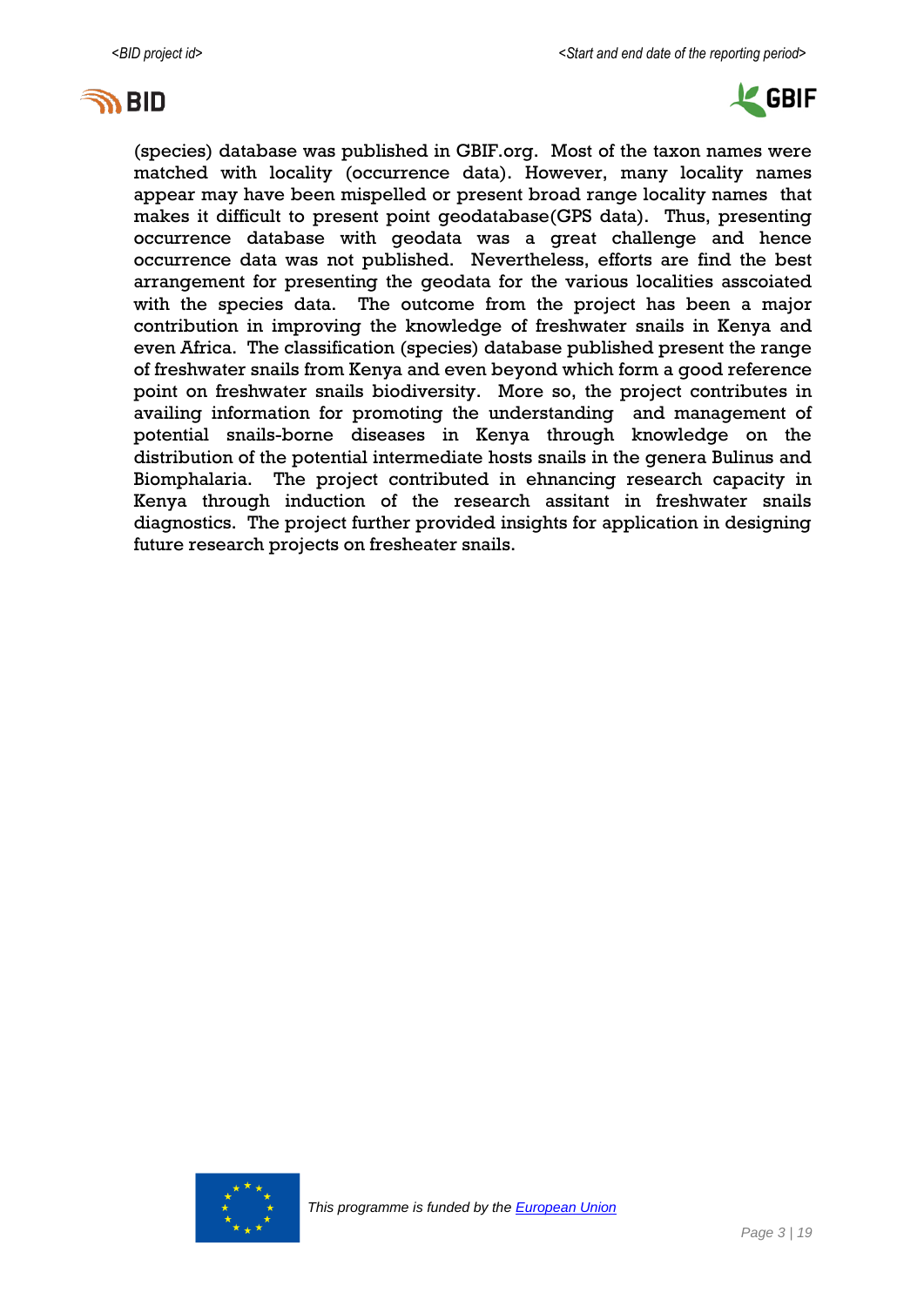(species) database was published in GBIF.org. Most of the taxon names were matched with locality (occurrence data). However, many locality names appear may have been mispelled or present broad range locality names that makes it difficult to present point geodatabase(GPS data). Thus, presenting occurrence database with geodata was a great challenge and hence occurrence data was not published. Nevertheless, efforts are find the best arrangement for presenting the geodata for the various localities asscoiated with the species data. The outcome from the project has been a major contribution in improving the knowledge of freshwater snails in Kenya and even Africa. The classification (species) database published present the range of freshwater snails from Kenya and even beyond which form a good reference point on freshwater snails biodiversity. More so, the project contributes in availing information for promoting the understanding and management of potential snails-borne diseases in Kenya through knowledge on the distribution of the potential intermediate hosts snails in the genera Bulinus and Biomphalaria. The project contributed in ehnancing research capacity in Kenya through induction of the research assitant in freshwater snails diagnostics. The project further provided insights for application in designing future research projects on fresheater snails.

This programme is funded by the [European Union]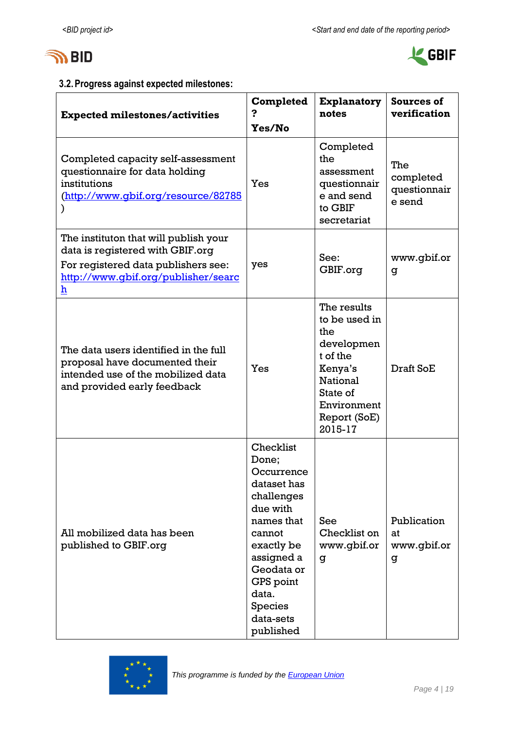### 3.2. Progress against expected milestones:

| Expected milestones/activities | Completed? Yes/No | Explanatory notes | Sources of verification |
|---|---|---|---|
| Completed capacity self-assessment questionnaire for data holding institutions (http://www.gbif.org/resource/82785) | Yes | Completed the assessment questionnaire and send to GBIF secretariat | The completed questionnaire send |
| The instituton that will publish your data is registered with GBIF.org For registered data publishers see: http://www.gbif.org/publisher/search | yes | See: GBIF.org | www.gbif.org |
| The data users identified in the full proposal have documented their intended use of the mobilized data and provided early feedback | Yes | The results to be used in the development of the Kenya's National State of Environment Report (SoE) 2015-17 | Draft SoE |
| All mobilized data has been published to GBIF.org | Checklist Done; Occurrence dataset has challenges due with names that cannot exactly be assigned a Geodata or GPS point data. Species data-sets published | See Checklist on www.gbif.org | Publication at www.gbif.org |

*This programme is funded by the European Union*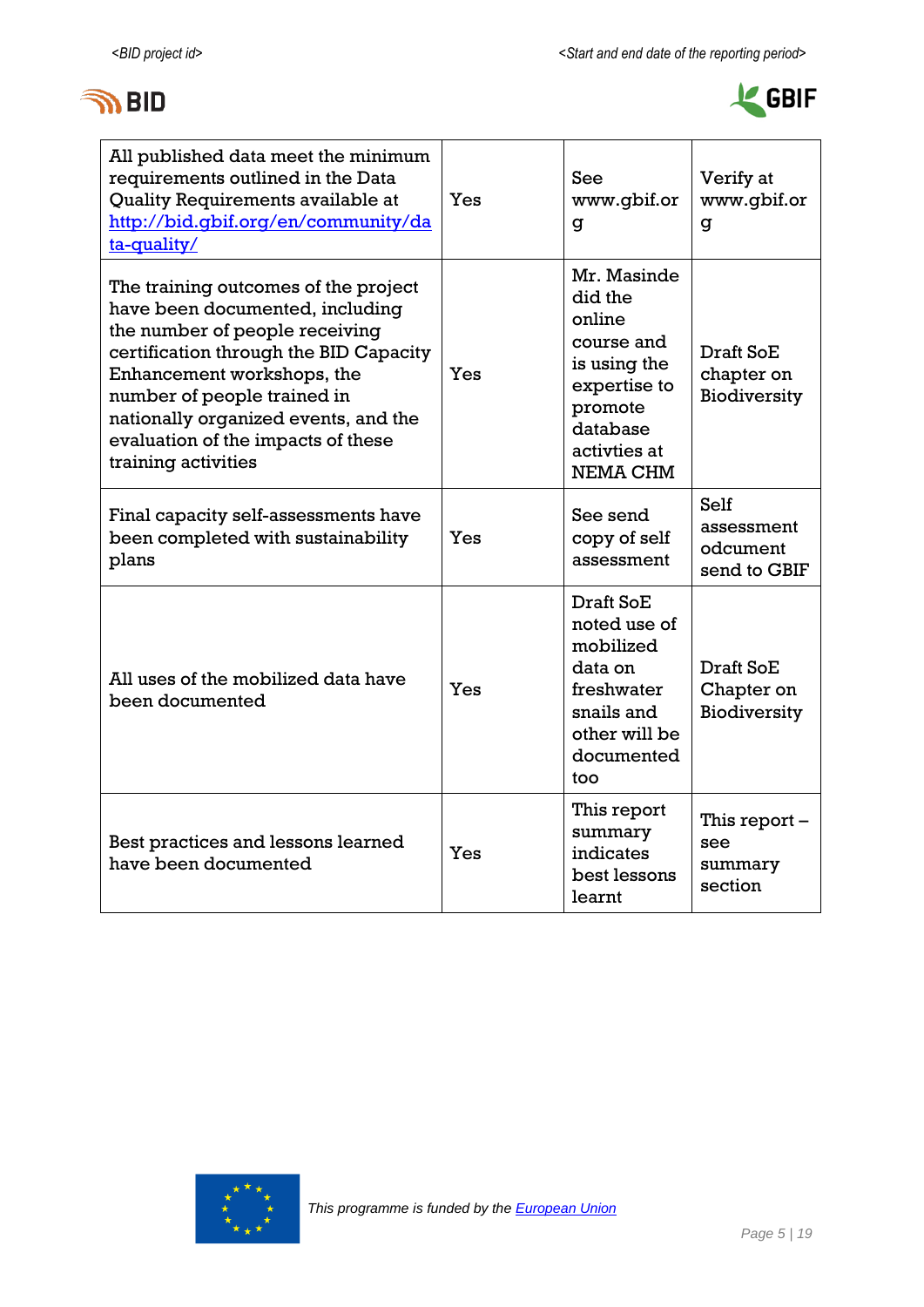| All published data meet the minimum requirements outlined in the Data Quality Requirements available at [http://bid.gbif.org/en/community/data-quality/](http://bid.gbif.org/en/community/data-quality/) | Yes | See www.gbif.org | Verify at www.gbif.org |
|---|---|---|---|
| The training outcomes of the project have been documented, including the number of people receiving certification through the BID Capacity Enhancement workshops, the number of people trained in nationally organized events, and the evaluation of the impacts of these training activities | Yes | Mr. Masinde did the online course and is using the expertise to promote database activties at NEMA CHM | Draft SoE chapter on Biodiversity |
| Final capacity self-assessments have been completed with sustainability plans | Yes | See send copy of self assessment | Self assessment odcument send to GBIF |
| All uses of the mobilized data have been documented | Yes | Draft SoE noted use of mobilized data on freshwater snails and other will be documented too | Draft SoE Chapter on Biodiversity |
| Best practices and lessons learned have been documented | Yes | This report summary indicates best lessons learnt | This report – see summary section |

This programme is funded by the [European Union]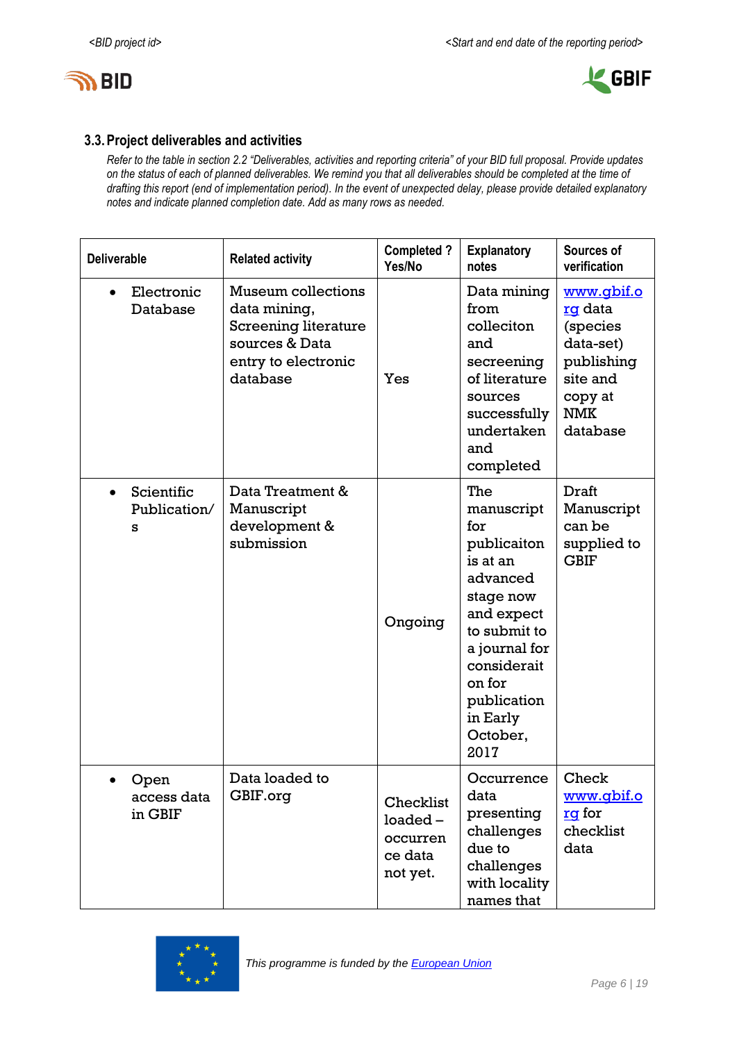### 3.3. Project deliverables and activities

*Refer to the table in section 2.2 "Deliverables, activities and reporting criteria" of your BID full proposal. Provide updates on the status of each of planned deliverables. We remind you that all deliverables should be completed at the time of drafting this report (end of implementation period). In the event of unexpected delay, please provide detailed explanatory notes and indicate planned completion date. Add as many rows as needed.*

| Deliverable | Related activity | Completed ? Yes/No | Explanatory notes | Sources of verification |
|---|---|---|---|---|
| • Electronic Database | Museum collections data mining, Screening literature sources & Data entry to electronic database | Yes | Data mining from colleciton and secreening of literature sources successfully undertaken and completed | www.gbif.org data (species data-set) publishing site and copy at NMK database |
| • Scientific Publication/s | Data Treatment & Manuscript development & submission | Ongoing | The manuscript for publicaiton is at an advanced stage now and expect to submit to a journal for consideraition for publication in Early October, 2017 | Draft Manuscript can be supplied to GBIF |
| • Open access data in GBIF | Data loaded to GBIF.org | Checklist loaded – occurrence data not yet. | Occurrence data presenting challenges due to challenges with locality names that | Check www.gbif.org for checklist data |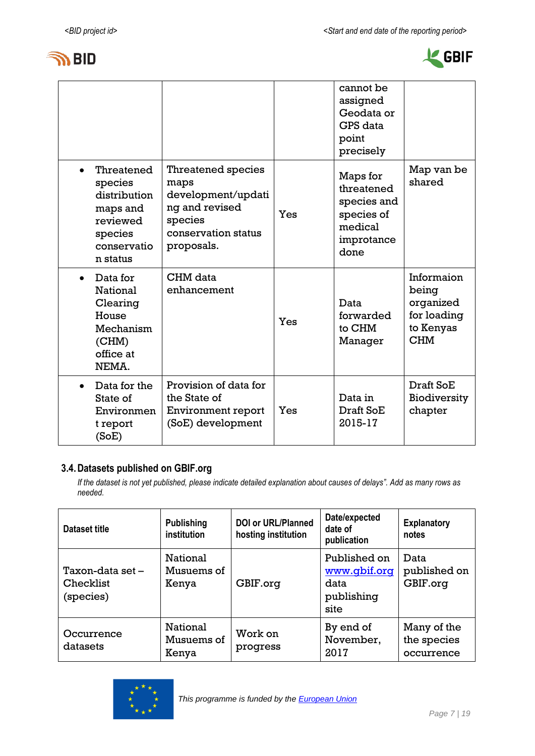|  |  |  | cannot be assigned Geodata or GPS data point precisely |  |
|---|---|---|---|---|
| • Threatened species distribution maps and reviewed species conservation status | Threatened species maps development/updating and revised species conservation status proposals. | Yes | Maps for threatened species and species of medical improtance done | Map van be shared |
| • Data for National Clearing House Mechanism (CHM) office at NEMA. | CHM data enhancement | Yes | Data forwarded to CHM Manager | Informaion being organized for loading to Kenyas CHM |
| • Data for the State of Environment report (SoE) | Provision of data for the State of Environment report (SoE) development | Yes | Data in Draft SoE 2015-17 | Draft SoE Biodiversity chapter |

### 3.4. Datasets published on GBIF.org

*If the dataset is not yet published, please indicate detailed explanation about causes of delays". Add as many rows as needed.*

| Dataset title | Publishing institution | DOI or URL/Planned hosting institution | Date/expected date of publication | Explanatory notes |
|---|---|---|---|---|
| Taxon-data set – Checklist (species) | National Musuems of Kenya | GBIF.org | Published on www.gbif.org data publishing site | Data published on GBIF.org |
| Occurrence datasets | National Musuems of Kenya | Work on progress | By end of November, 2017 | Many of the the species occurrence |

This programme is funded by the European Union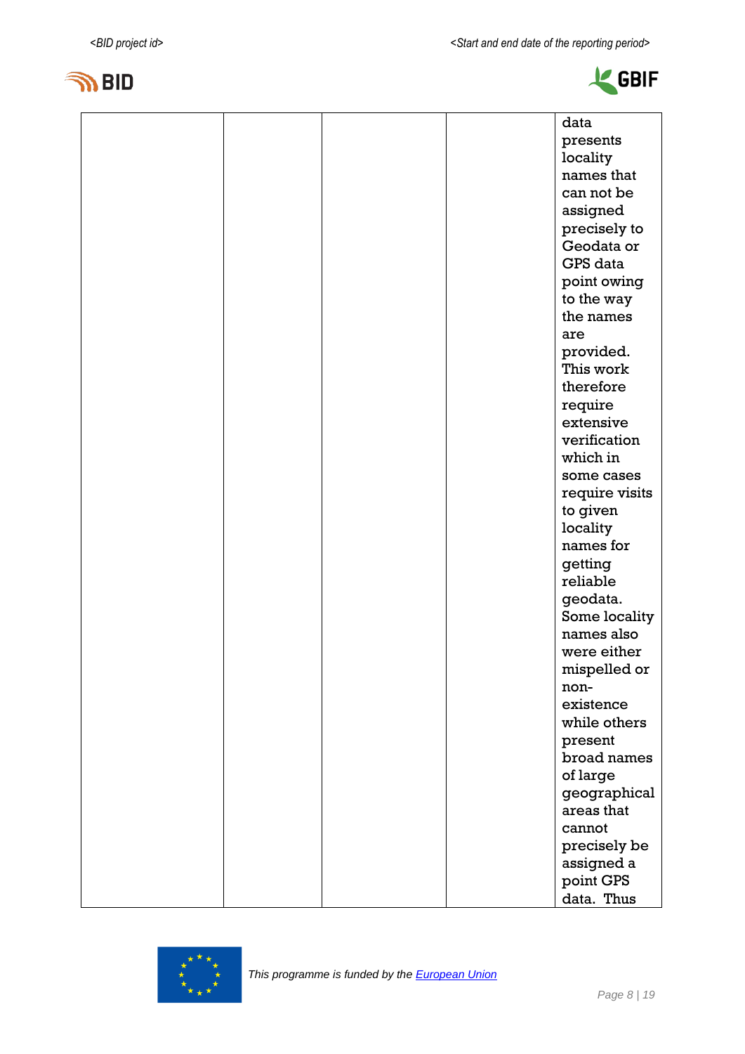|  |  |  |  | data presents locality names that can not be assigned precisely to Geodata or GPS data point owing to the way the names are provided. This work therefore require extensive verification which in some cases require visits to given locality names for getting reliable geodata. Some locality names also were either mispelled or non-existence while others present broad names of large geographical areas that cannot precisely be assigned a point GPS data. Thus |
|---|---|---|---|---|

This programme is funded by the European Union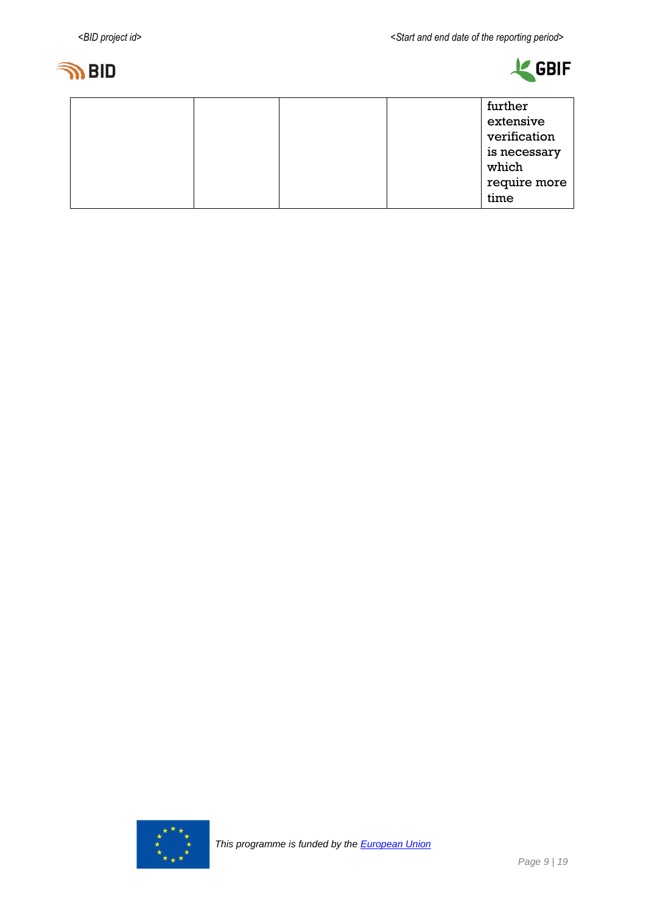| | | | | further extensive verification is necessary which require more time |
|---|---|---|---|---|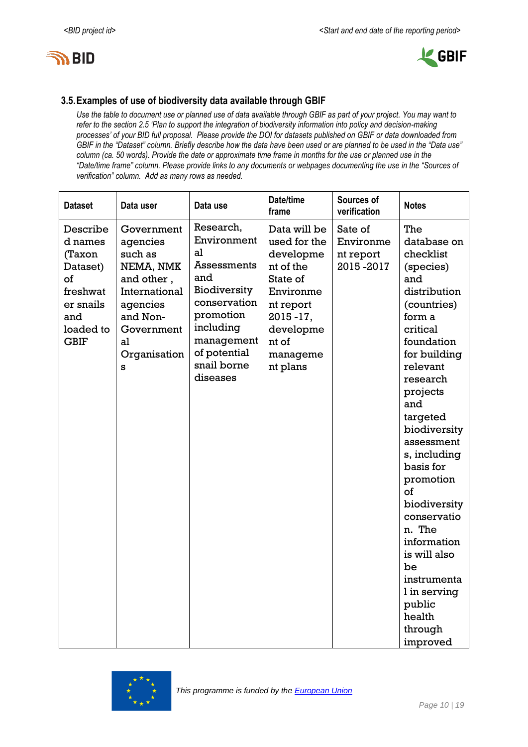### 3.5. Examples of use of biodiversity data available through GBIF

*Use the table to document use or planned use of data available through GBIF as part of your project. You may want to refer to the section 2.5 'Plan to support the integration of biodiversity information into policy and decision-making processes' of your BID full proposal. Please provide the DOI for datasets published on GBIF or data downloaded from GBIF in the "Dataset" column. Briefly describe how the data have been used or are planned to be used in the "Data use" column (ca. 50 words). Provide the date or approximate time frame in months for the use or planned use in the "Date/time frame" column. Please provide links to any documents or webpages documenting the use in the "Sources of verification" column. Add as many rows as needed.*

| Dataset | Data user | Data use | Date/time frame | Sources of verification | Notes |
|---|---|---|---|---|---|
| Described names (Taxon Dataset) of freshwater snails and loaded to GBIF | Government agencies such as NEMA, NMK and other , International agencies and Non-Governmental Organisations | Research, Environmental Assessments and Biodiversity conservation promotion including management of potential snail borne diseases | Data will be used for the development of the State of Environment report 2015 -17, development of management plans | Sate of Environment report 2015 -2017 | The database on checklist (species) and distribution (countries) form a critical foundation for building relevant research projects and targeted biodiversity assessments, including basis for promotion of biodiversity conservation. The information is will also be instrumental in serving public health through improved |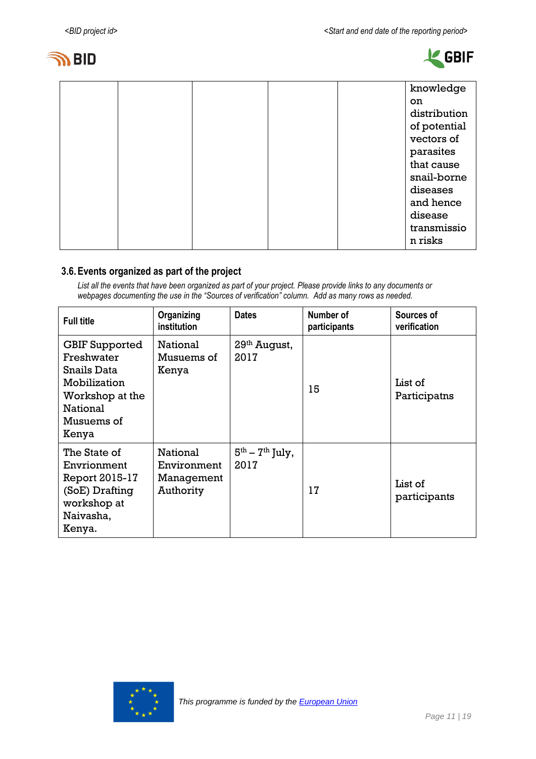| | | | | | knowledge on distribution of potential vectors of parasites that cause snail-borne diseases and hence disease transmission risks |
|---|---|---|---|---|---|

### 3.6. Events organized as part of the project

*List all the events that have been organized as part of your project. Please provide links to any documents or webpages documenting the use in the "Sources of verification" column. Add as many rows as needed.*

| Full title | Organizing institution | Dates | Number of participants | Sources of verification |
|---|---|---|---|---|
| GBIF Supported Freshwater Snails Data Mobilization Workshop at the National Musuems of Kenya | National Musuems of Kenya | 29th August, 2017 | 15 | List of Participatns |
| The State of Envrionment Report 2015-17 (SoE) Drafting workshop at Naivasha, Kenya. | National Environment Management Authority | 5th – 7th July, 2017 | 17 | List of participants |

*This programme is funded by the European Union*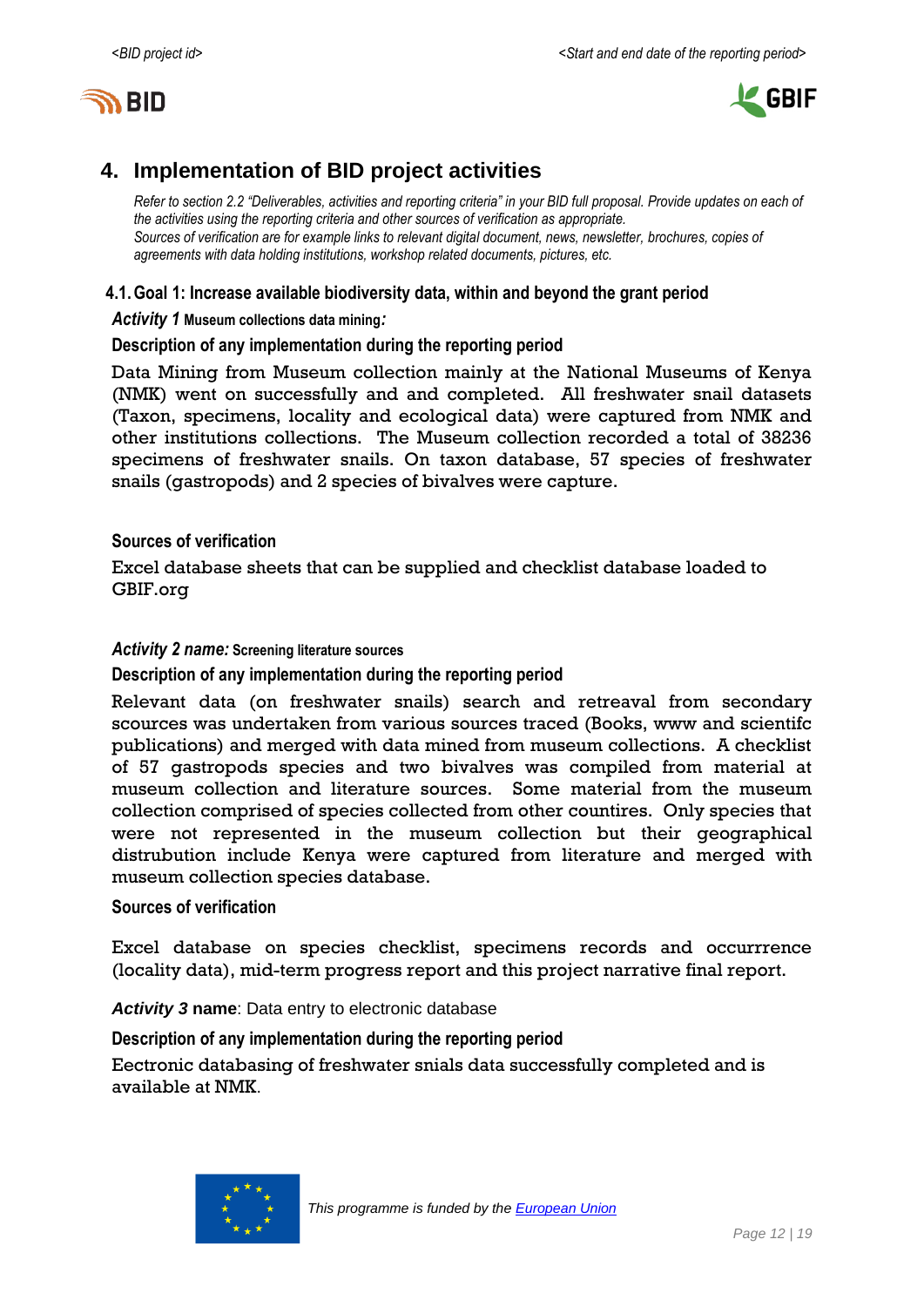## 4. Implementation of BID project activities

*Refer to section 2.2 "Deliverables, activities and reporting criteria" in your BID full proposal. Provide updates on each of the activities using the reporting criteria and other sources of verification as appropriate.*
*Sources of verification are for example links to relevant digital document, news, newsletter, brochures, copies of agreements with data holding institutions, workshop related documents, pictures, etc.*

### 4.1. Goal 1: Increase available biodiversity data, within and beyond the grant period

***Activity 1*** **Museum collections data mining*:***

**Description of any implementation during the reporting period**

Data Mining from Museum collection mainly at the National Museums of Kenya (NMK) went on successfully and and completed. All freshwater snail datasets (Taxon, specimens, locality and ecological data) were captured from NMK and other institutions collections. The Museum collection recorded a total of 38236 specimens of freshwater snails. On taxon database, 57 species of freshwater snails (gastropods) and 2 species of bivalves were capture.

**Sources of verification**

Excel database sheets that can be supplied and checklist database loaded to GBIF.org

***Activity 2 name:*** **Screening literature sources**

**Description of any implementation during the reporting period**

Relevant data (on freshwater snails) search and retreaval from secondary scources was undertaken from various sources traced (Books, www and scientifc publications) and merged with data mined from museum collections. A checklist of 57 gastropods species and two bivalves was compiled from material at museum collection and literature sources. Some material from the museum collection comprised of species collected from other countries. Only species that were not represented in the museum collection but their geographical distrubution include Kenya were captured from literature and merged with museum collection species database.

**Sources of verification**

Excel database on species checklist, specimens records and occurrrence (locality data), mid-term progress report and this project narrative final report.

***Activity 3*** **name**: Data entry to electronic database

**Description of any implementation during the reporting period**

Eectronic databasing of freshwater snials data successfully completed and is available at NMK.

*This programme is funded by the European Union*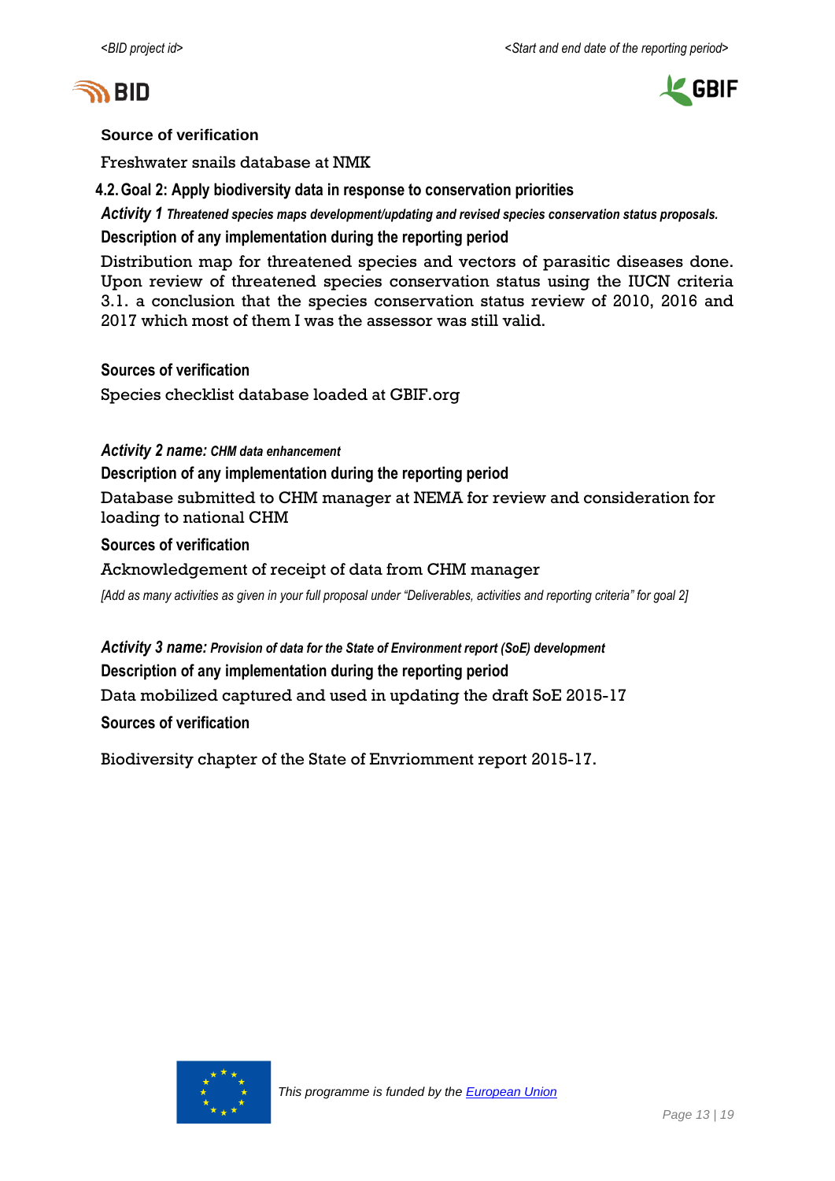**Source of verification**

Freshwater snails database at NMK

## 4.2. Goal 2: Apply biodiversity data in response to conservation priorities

***Activity 1** Threatened species maps development/updating and revised species conservation status proposals.*

**Description of any implementation during the reporting period**

Distribution map for threatened species and vectors of parasitic diseases done. Upon review of threatened species conservation status using the IUCN criteria 3.1. a conclusion that the species conservation status review of 2010, 2016 and 2017 which most of them I was the assessor was still valid.

**Sources of verification**

Species checklist database loaded at GBIF.org

***Activity 2 name:** CHM data enhancement*

**Description of any implementation during the reporting period**

Database submitted to CHM manager at NEMA for review and consideration for loading to national CHM

**Sources of verification**

Acknowledgement of receipt of data from CHM manager

*[Add as many activities as given in your full proposal under "Deliverables, activities and reporting criteria" for goal 2]*

***Activity 3 name:** Provision of data for the State of Environment report (SoE) development*

**Description of any implementation during the reporting period**

Data mobilized captured and used in updating the draft SoE 2015-17

**Sources of verification**

Biodiversity chapter of the State of Envrioment report 2015-17.

*This programme is funded by the European Union*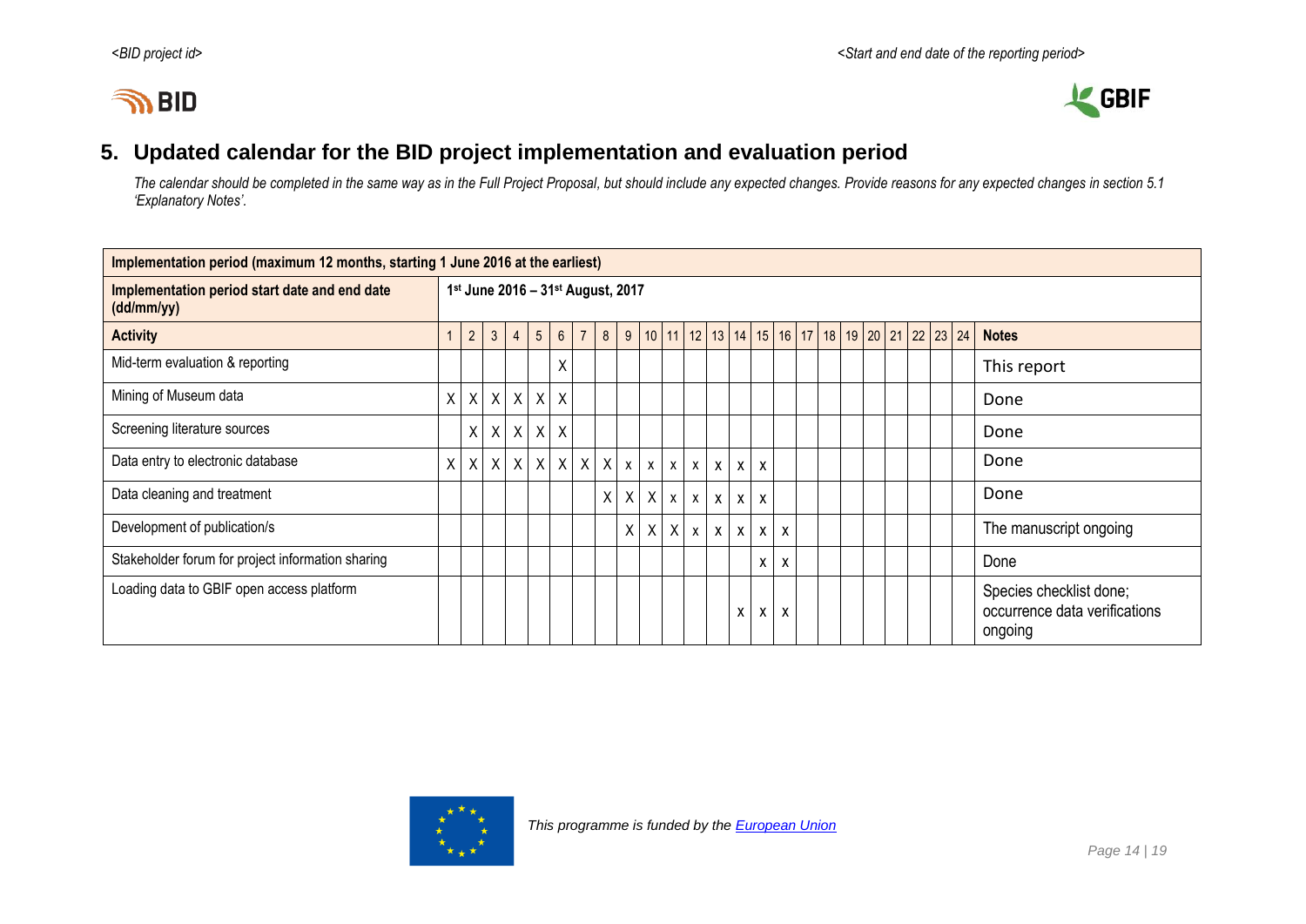## 5. Updated calendar for the BID project implementation and evaluation period

*The calendar should be completed in the same way as in the Full Project Proposal, but should include any expected changes. Provide reasons for any expected changes in section 5.1 'Explanatory Notes'.*

| **Implementation period (maximum 12 months, starting 1 June 2016 at the earliest)** | | | | | | | | | | | | | | | | | | | | | | | | | |
|---|---|---|---|---|---|---|---|---|---|---|---|---|---|---|---|---|---|---|---|---|---|---|---|---|---|
| **Implementation period start date and end date (dd/mm/yy)** | **1st June 2016 – 31st August, 2017** | | | | | | | | | | | | | | | | | | | | | | | | |
| **Activity** | 1 | 2 | 3 | 4 | 5 | 6 | 7 | 8 | 9 | 10 | 11 | 12 | 13 | 14 | 15 | 16 | 17 | 18 | 19 | 20 | 21 | 22 | 23 | 24 | **Notes** |
| Mid-term evaluation & reporting | | | | | | X | | | | | | | | | | | | | | | | | | | This report |
| Mining of Museum data | X | X | X | X | X | X | | | | | | | | | | | | | | | | | | | Done |
| Screening literature sources | | X | X | X | X | X | | | | | | | | | | | | | | | | | | | Done |
| Data entry to electronic database | X | X | X | X | X | X | X | X | x | x | x | x | x | x | x | | | | | | | | | | Done |
| Data cleaning and treatment | | | | | | | | X | X | X | x | x | x | x | x | | | | | | | | | | Done |
| Development of publication/s | | | | | | | | | X | X | X | x | x | x | x | x | | | | | | | | | The manuscript ongoing |
| Stakeholder forum for project information sharing | | | | | | | | | | | | | | | x | x | | | | | | | | | Done |
| Loading data to GBIF open access platform | | | | | | | | | | | | | | x | x | x | | | | | | | | | Species checklist done; occurrence data verifications ongoing |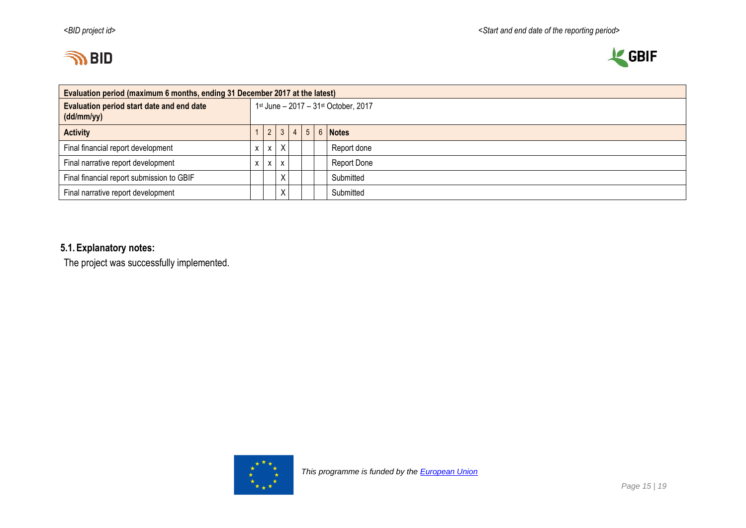| Evaluation period (maximum 6 months, ending 31 December 2017 at the latest) | | | | | | | |
|---|---|---|---|---|---|---|---|
| **Evaluation period start date and end date (dd/mm/yy)** | 1st June – 2017 – 31st October, 2017 | | | | | | |
| **Activity** | 1 | 2 | 3 | 4 | 5 | 6 | **Notes** |
| Final financial report development | x | x | X | | | | Report done |
| Final narrative report development | x | x | x | | | | Report Done |
| Final financial report submission to GBIF | | | X | | | | Submitted |
| Final narrative report development | | | X | | | | Submitted |

## 5.1. Explanatory notes:

The project was successfully implemented.

This programme is funded by the European Union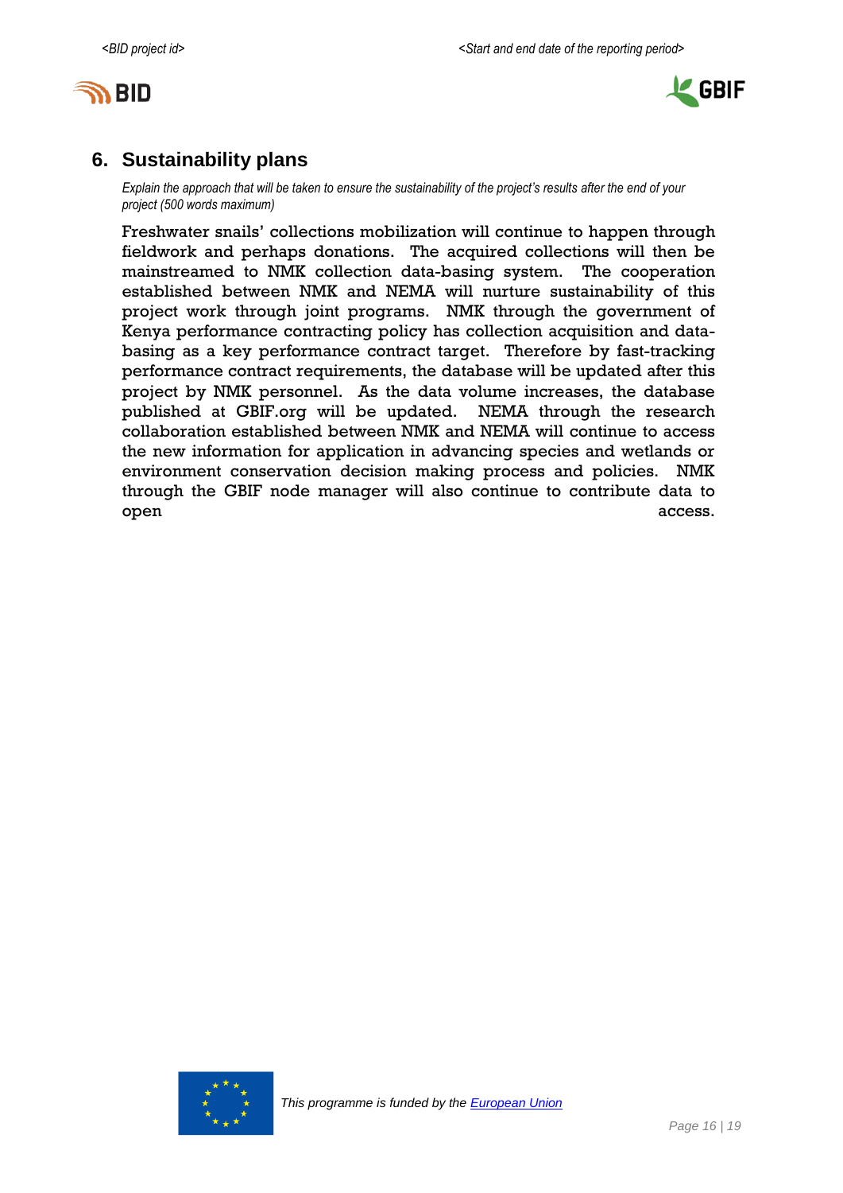## 6. Sustainability plans

*Explain the approach that will be taken to ensure the sustainability of the project's results after the end of your project (500 words maximum)*

Freshwater snails' collections mobilization will continue to happen through fieldwork and perhaps donations. The acquired collections will then be mainstreamed to NMK collection data-basing system. The cooperation established between NMK and NEMA will nurture sustainability of this project work through joint programs. NMK through the government of Kenya performance contracting policy has collection acquisition and data-basing as a key performance contract target. Therefore by fast-tracking performance contract requirements, the database will be updated after this project by NMK personnel. As the data volume increases, the database published at GBIF.org will be updated. NEMA through the research collaboration established between NMK and NEMA will continue to access the new information for application in advancing species and wetlands or environment conservation decision making process and policies. NMK through the GBIF node manager will also continue to contribute data to open access.

*This programme is funded by the European Union*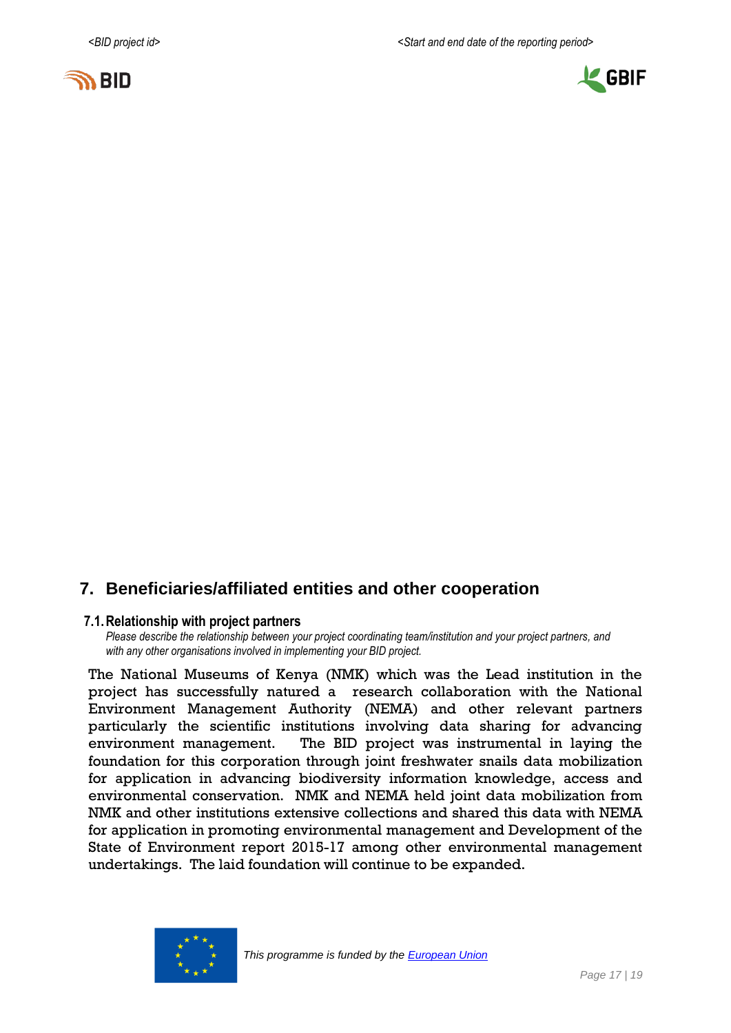## 7. Beneficiaries/affiliated entities and other cooperation

### 7.1. Relationship with project partners

*Please describe the relationship between your project coordinating team/institution and your project partners, and with any other organisations involved in implementing your BID project.*

The National Museums of Kenya (NMK) which was the Lead institution in the project has successfully natured a research collaboration with the National Environment Management Authority (NEMA) and other relevant partners particularly the scientific institutions involving data sharing for advancing environment management. The BID project was instrumental in laying the foundation for this corporation through joint freshwater snails data mobilization for application in advancing biodiversity information knowledge, access and environmental conservation. NMK and NEMA held joint data mobilization from NMK and other institutions extensive collections and shared this data with NEMA for application in promoting environmental management and Development of the State of Environment report 2015-17 among other environmental management undertakings. The laid foundation will continue to be expanded.

*This programme is funded by the European Union*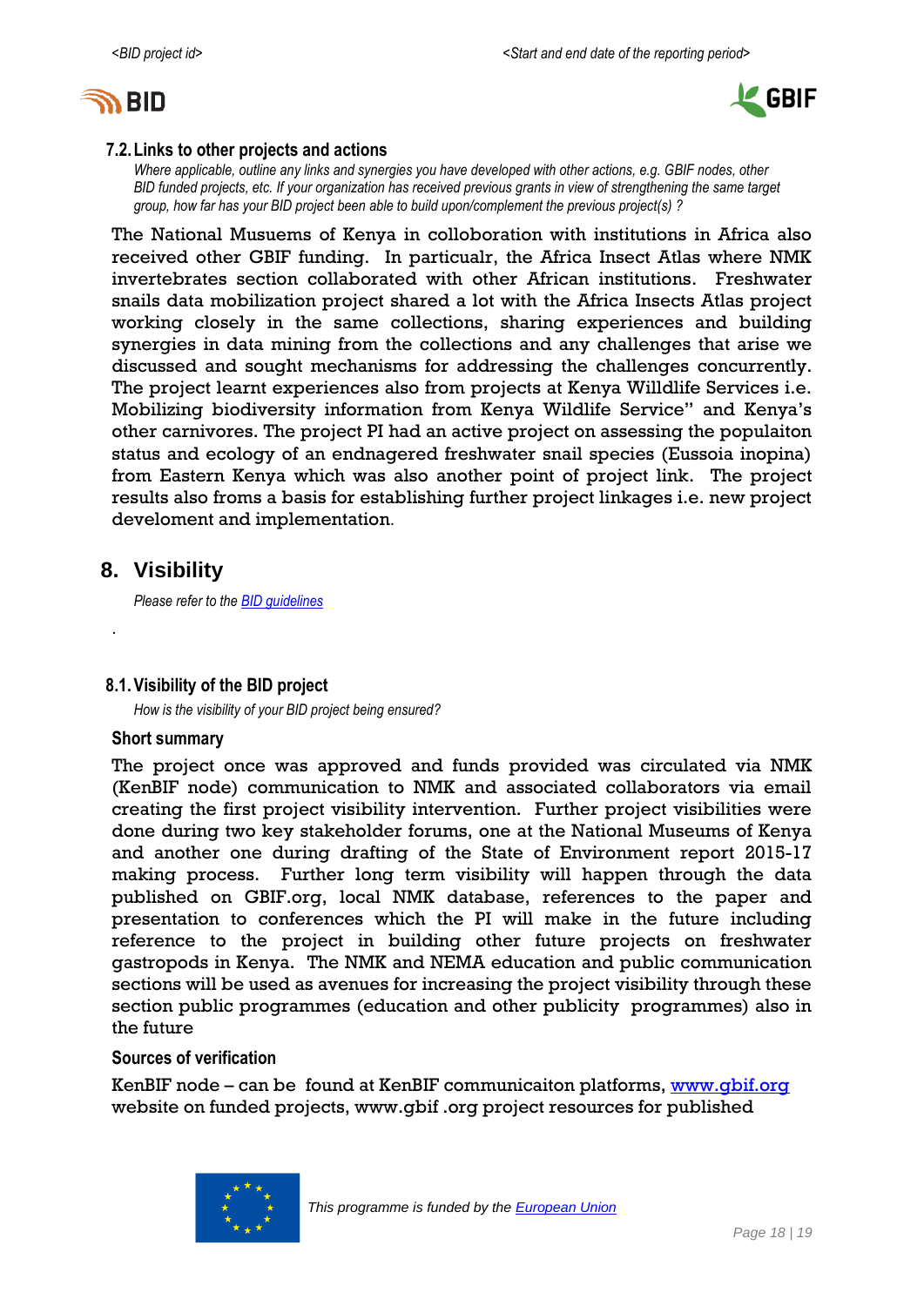### 7.2. Links to other projects and actions

*Where applicable, outline any links and synergies you have developed with other actions, e.g. GBIF nodes, other BID funded projects, etc. If your organization has received previous grants in view of strengthening the same target group, how far has your BID project been able to build upon/complement the previous project(s) ?*

The National Musuems of Kenya in colloboration with institutions in Africa also received other GBIF funding. In particualr, the Africa Insect Atlas where NMK invertebrates section collaborated with other African institutions. Freshwater snails data mobilization project shared a lot with the Africa Insects Atlas project working closely in the same collections, sharing experiences and building synergies in data mining from the collections and any challenges that arise we discussed and sought mechanisms for addressing the challenges concurrently. The project learnt experiences also from projects at Kenya Willdlife Services i.e. Mobilizing biodiversity information from Kenya Wildlife Service" and Kenya's other carnivores. The project PI had an active project on assessing the populaiton status and ecology of an endnagered freshwater snail species (Eussoia inopina) from Eastern Kenya which was also another point of project link. The project results also froms a basis for establishing further project linkages i.e. new project develoment and implementation.

## 8. Visibility

*Please refer to the BID guidelines*

.

### 8.1. Visibility of the BID project

*How is the visibility of your BID project being ensured?*

**Short summary**

The project once was approved and funds provided was circulated via NMK (KenBIF node) communication to NMK and associated collaborators via email creating the first project visibility intervention. Further project visibilities were done during two key stakeholder forums, one at the National Museums of Kenya and another one during drafting of the State of Environment report 2015-17 making process. Further long term visibility will happen through the data published on GBIF.org, local NMK database, references to the paper and presentation to conferences which the PI will make in the future including reference to the project in building other future projects on freshwater gastropods in Kenya. The NMK and NEMA education and public communication sections will be used as avenues for increasing the project visibility through these section public programmes (education and other publicity programmes) also in the future

**Sources of verification**

KenBIF node – can be found at KenBIF communicaiton platforms, www.gbif.org website on funded projects, www.gbif .org project resources for published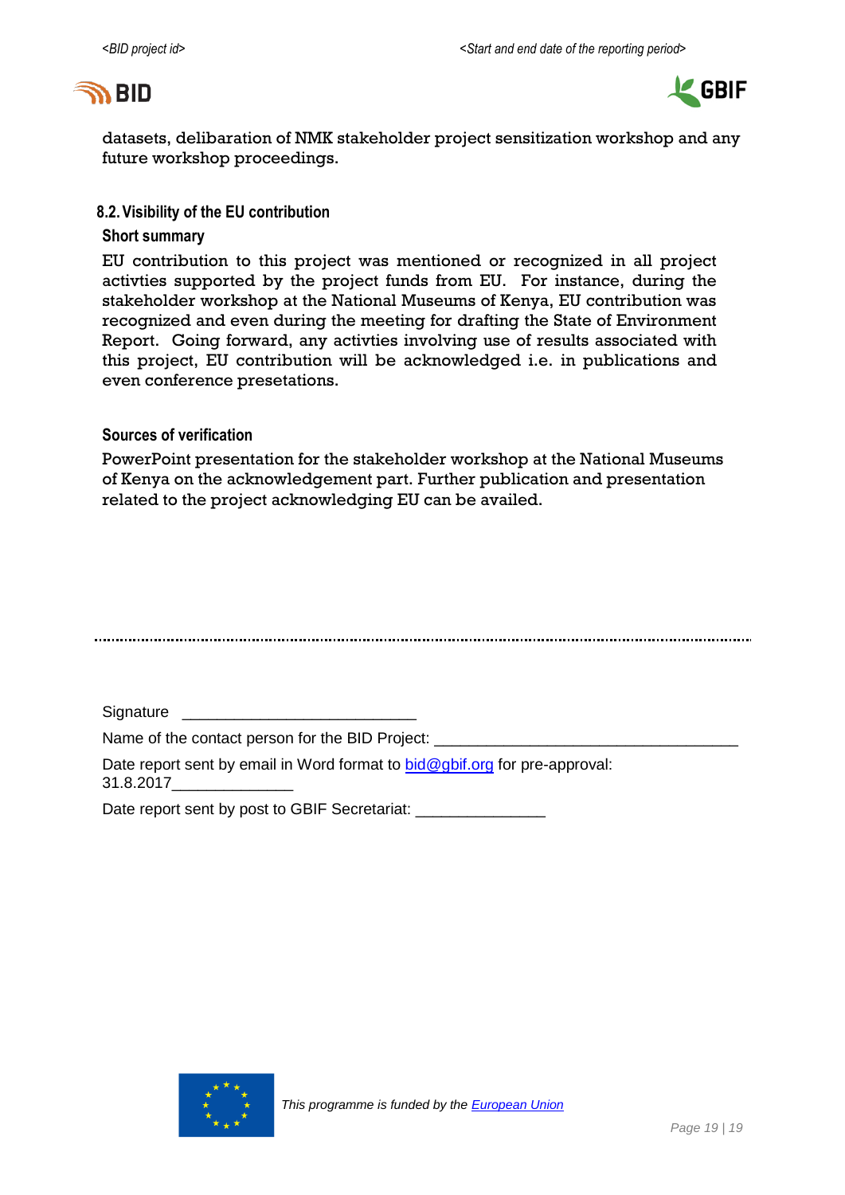datasets, delibaration of NMK stakeholder project sensitization workshop and any future workshop proceedings.

## 8.2. Visibility of the EU contribution

### Short summary

EU contribution to this project was mentioned or recognized in all project activties supported by the project funds from EU. For instance, during the stakeholder workshop at the National Museums of Kenya, EU contribution was recognized and even during the meeting for drafting the State of Environment Report. Going forward, any activties involving use of results associated with this project, EU contribution will be acknowledged i.e. in publications and even conference presetations.

### Sources of verification

PowerPoint presentation for the stakeholder workshop at the National Museums of Kenya on the acknowledgement part. Further publication and presentation related to the project acknowledging EU can be availed.

---

Signature ___________________________

Name of the contact person for the BID Project: ___________________________________

Date report sent by email in Word format to [bid@gbif.org](mailto:bid@gbif.org) for pre-approval: 31.8.2017______________

Date report sent by post to GBIF Secretariat: _______________

*This programme is funded by the [European Union](#)*